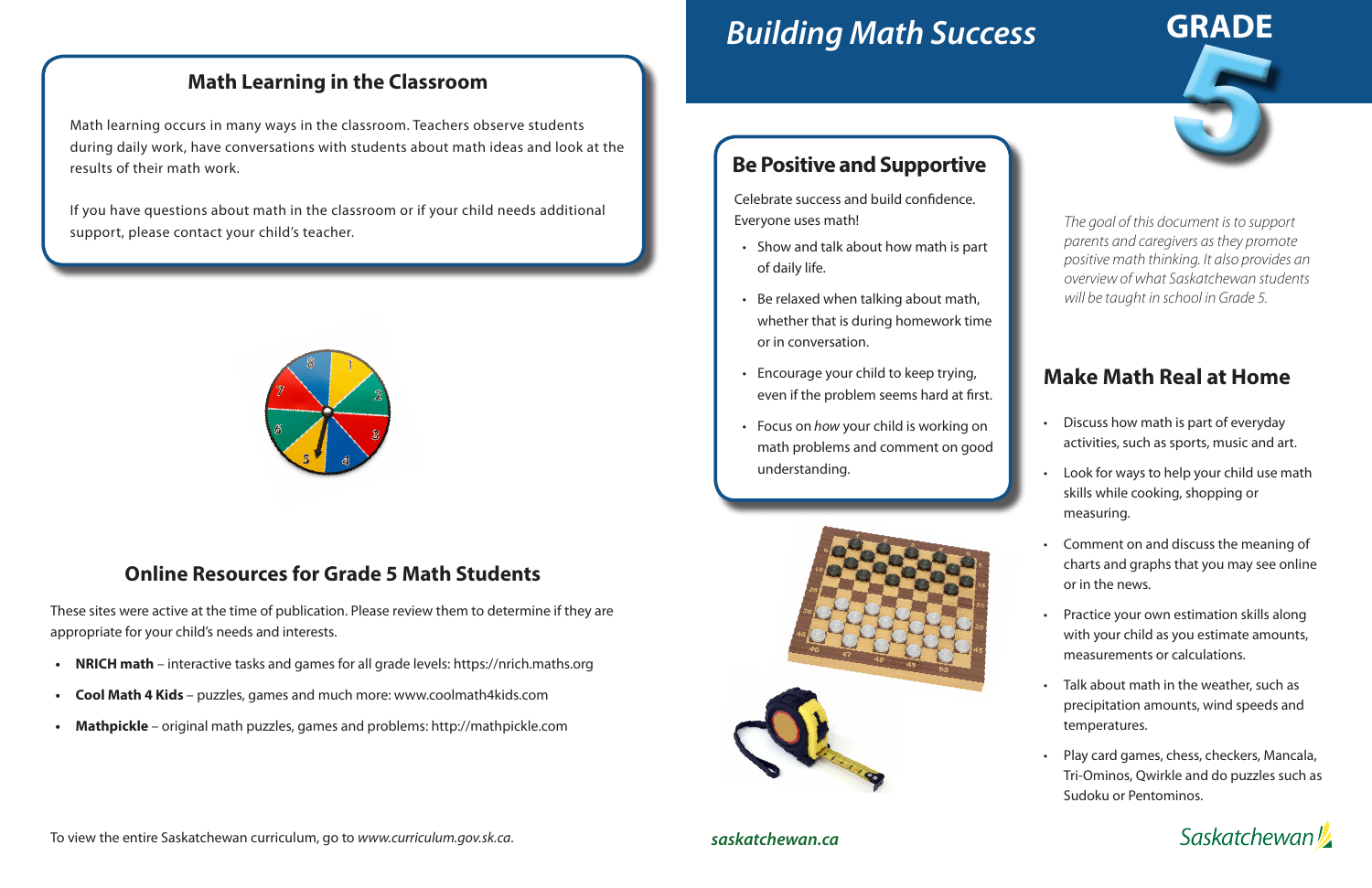# Building Math Success

# GRADE 5

*The goal of this document is to support parents and caregivers as they promote positive math thinking. It also provides an overview of what Saskatchewan students will be taught in school in Grade 5.*

## Be Positive and Supportive

Celebrate success and build confidence. Everyone uses math!

- Show and talk about how math is part of daily life.
- Be relaxed when talking about math, whether that is during homework time or in conversation.
- Encourage your child to keep trying, even if the problem seems hard at first.
- Focus on *how* your child is working on math problems and comment on good understanding.

## Make Math Real at Home

- Discuss how math is part of everyday activities, such as sports, music and art.
- Look for ways to help your child use math skills while cooking, shopping or measuring.
- Comment on and discuss the meaning of charts and graphs that you may see online or in the news.
- Practice your own estimation skills along with your child as you estimate amounts, measurements or calculations.
- Talk about math in the weather, such as precipitation amounts, wind speeds and temperatures.
- Play card games, chess, checkers, Mancala, Tri-Ominos, Qwirkle and do puzzles such as Sudoku or Pentominos.

## Math Learning in the Classroom

Math learning occurs in many ways in the classroom. Teachers observe students during daily work, have conversations with students about math ideas and look at the results of their math work.

If you have questions about math in the classroom or if your child needs additional support, please contact your child's teacher.

## Online Resources for Grade 5 Math Students

These sites were active at the time of publication. Please review them to determine if they are appropriate for your child's needs and interests.

- **NRICH math** – interactive tasks and games for all grade levels: https://nrich.maths.org
- **Cool Math 4 Kids** – puzzles, games and much more: www.coolmath4kids.com
- **Mathpickle** – original math puzzles, games and problems: http://mathpickle.com

To view the entire Saskatchewan curriculum, go to *www.curriculum.gov.sk.ca*.

***saskatchewan.ca***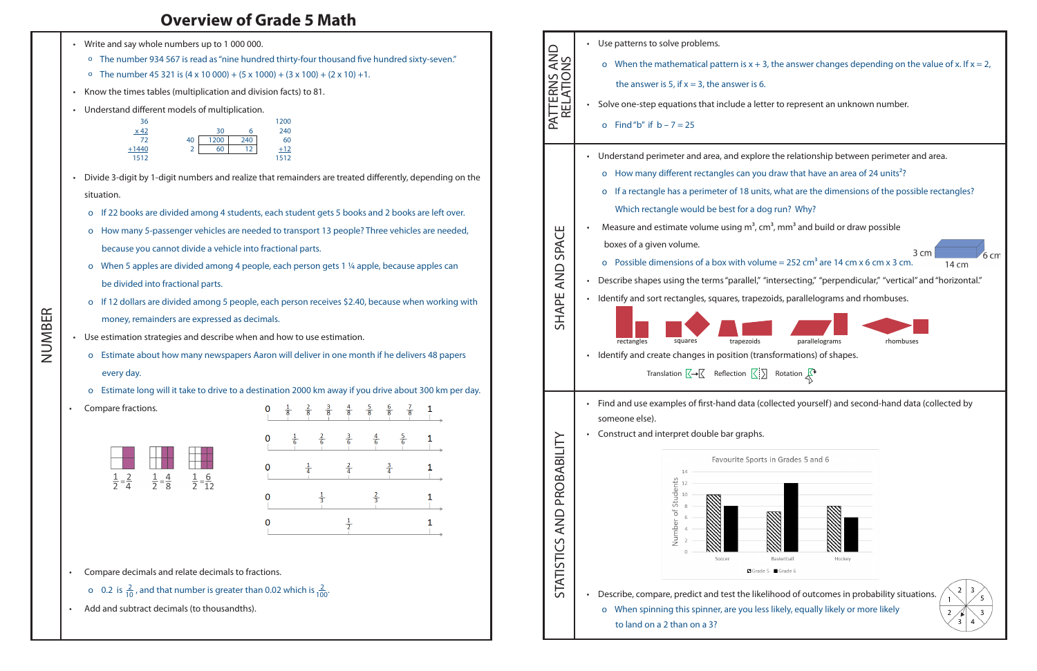# Overview of Grade 5 Math

## NUMBER

- Write and say whole numbers up to 1 000 000.
  - The number 934 567 is read as "nine hundred thirty-four thousand five hundred sixty-seven."
  - The number 45 321 is (4 x 10 000) + (5 x 1000) + (3 x 100) + (2 x 10) +1.
- Know the times tables (multiplication and division facts) to 81.
- Understand different models of multiplication.

```
  36                 30     6          1200
 x42          40 | 1200 | 240 |         240
  72           2 |   60 |  12 |          60
+1440                                  +12
 1512                                  1512
```

- Divide 3-digit by 1-digit numbers and realize that remainders are treated differently, depending on the situation.
  - If 22 books are divided among 4 students, each student gets 5 books and 2 books are left over.
  - How many 5-passenger vehicles are needed to transport 13 people? Three vehicles are needed, because you cannot divide a vehicle into fractional parts.
  - When 5 apples are divided among 4 people, each person gets 1 ¼ apple, because apples can be divided into fractional parts.
  - If 12 dollars are divided among 5 people, each person receives $2.40, because when working with money, remainders are expressed as decimals.
- Use estimation strategies and describe when and how to use estimation.
  - Estimate about how many newspapers Aaron will deliver in one month if he delivers 48 papers every day.
  - Estimate long will it take to drive to a destination 2000 km away if you drive about 300 km per day.
- Compare fractions.

$\frac{1}{2} = \frac{2}{4}$ $\frac{1}{2} = \frac{4}{8}$ $\frac{1}{2} = \frac{6}{12}$

0 $\frac{1}{8}$ $\frac{2}{8}$ $\frac{3}{8}$ $\frac{4}{8}$ $\frac{5}{8}$ $\frac{6}{8}$ $\frac{7}{8}$ 1

0 $\frac{1}{6}$ $\frac{2}{6}$ $\frac{3}{6}$ $\frac{4}{6}$ $\frac{5}{6}$ 1

0 $\frac{1}{4}$ $\frac{2}{4}$ $\frac{3}{4}$ 1

0 $\frac{1}{3}$ $\frac{2}{3}$ 1

0 $\frac{1}{2}$ 1

- Compare decimals and relate decimals to fractions.
  - 0.2 is $\frac{2}{10}$, and that number is greater than 0.02 which is $\frac{2}{100}$.
- Add and subtract decimals (to thousandths).

## PATTERNS AND RELATIONS

- Use patterns to solve problems.
  - When the mathematical pattern is x + 3, the answer changes depending on the value of x. If x = 2, the answer is 5, if x = 3, the answer is 6.
- Solve one-step equations that include a letter to represent an unknown number.
  - Find "b" if b – 7 = 25

## SHAPE AND SPACE

- Understand perimeter and area, and explore the relationship between perimeter and area.
  - How many different rectangles can you draw that have an area of 24 units$^2$?
  - If a rectangle has a perimeter of 18 units, what are the dimensions of the possible rectangles? Which rectangle would be best for a dog run? Why?
- Measure and estimate volume using m$^3$, cm$^3$, mm$^3$ and build or draw possible boxes of a given volume.
  - Possible dimensions of a box with volume = 252 cm$^3$ are 14 cm x 6 cm x 3 cm.

3 cm 6 cm 14 cm

- Describe shapes using the terms "parallel," "intersecting," "perpendicular," "vertical" and "horizontal."
- Identify and sort rectangles, squares, trapezoids, parallelograms and rhombuses.

rectangles squares trapezoids parallelograms rhombuses

- Identify and create changes in position (transformations) of shapes.

Translation Reflection Rotation

## STATISTICS AND PROBABILITY

- Find and use examples of first-hand data (collected yourself) and second-hand data (collected by someone else).
- Construct and interpret double bar graphs.

Favourite Sports in Grades 5 and 6

Number of Students

0 2 4 6 8 10 12 14

Soccer Basketball Hockey

Grade 5 Grade 6

- Describe, compare, predict and test the likelihood of outcomes in probability situations.
  - When spinning this spinner, are you less likely, equally likely or more likely to land on a 2 than on a 3?

2 3 5 3 4 3 2 1